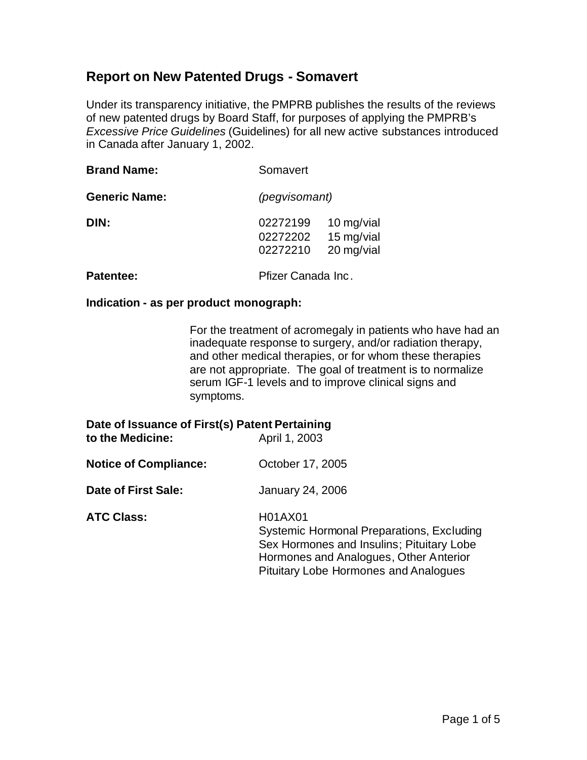# Report on New Patented Drugs - Somavert

Under its transparency initiative, the PMPRB publishes the results of the reviews of new patented drugs by Board Staff, for purposes of applying the PMPRB's *Excessive Price Guidelines* (Guidelines) for all new active substances introduced in Canada after January 1, 2002.

**Brand Name:** Somavert

**Generic Name:** *(pegvisomant)*

**DIN:**
02272199 10 mg/vial
02272202 15 mg/vial
02272210 20 mg/vial

**Patentee:** Pfizer Canada Inc.

**Indication - as per product monograph:**

For the treatment of acromegaly in patients who have had an inadequate response to surgery, and/or radiation therapy, and other medical therapies, or for whom these therapies are not appropriate. The goal of treatment is to normalize serum IGF-1 levels and to improve clinical signs and symptoms.

**Date of Issuance of First(s) Patent Pertaining to the Medicine:** April 1, 2003

**Notice of Compliance:** October 17, 2005

**Date of First Sale:** January 24, 2006

**ATC Class:** H01AX01
Systemic Hormonal Preparations, Excluding Sex Hormones and Insulins; Pituitary Lobe Hormones and Analogues, Other Anterior Pituitary Lobe Hormones and Analogues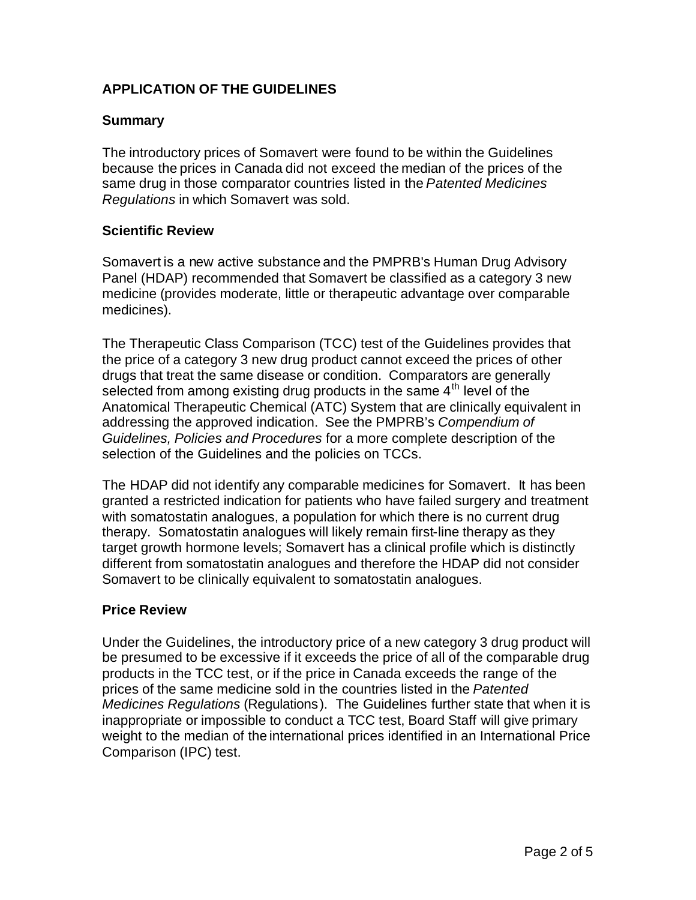## APPLICATION OF THE GUIDELINES

### Summary

The introductory prices of Somavert were found to be within the Guidelines because the prices in Canada did not exceed the median of the prices of the same drug in those comparator countries listed in the *Patented Medicines Regulations* in which Somavert was sold.

### Scientific Review

Somavert is a new active substance and the PMPRB's Human Drug Advisory Panel (HDAP) recommended that Somavert be classified as a category 3 new medicine (provides moderate, little or therapeutic advantage over comparable medicines).

The Therapeutic Class Comparison (TCC) test of the Guidelines provides that the price of a category 3 new drug product cannot exceed the prices of other drugs that treat the same disease or condition. Comparators are generally selected from among existing drug products in the same 4th level of the Anatomical Therapeutic Chemical (ATC) System that are clinically equivalent in addressing the approved indication. See the PMPRB's *Compendium of Guidelines, Policies and Procedures* for a more complete description of the selection of the Guidelines and the policies on TCCs.

The HDAP did not identify any comparable medicines for Somavert. It has been granted a restricted indication for patients who have failed surgery and treatment with somatostatin analogues, a population for which there is no current drug therapy. Somatostatin analogues will likely remain first-line therapy as they target growth hormone levels; Somavert has a clinical profile which is distinctly different from somatostatin analogues and therefore the HDAP did not consider Somavert to be clinically equivalent to somatostatin analogues.

### Price Review

Under the Guidelines, the introductory price of a new category 3 drug product will be presumed to be excessive if it exceeds the price of all of the comparable drug products in the TCC test, or if the price in Canada exceeds the range of the prices of the same medicine sold in the countries listed in the *Patented Medicines Regulations* (Regulations). The Guidelines further state that when it is inappropriate or impossible to conduct a TCC test, Board Staff will give primary weight to the median of the international prices identified in an International Price Comparison (IPC) test.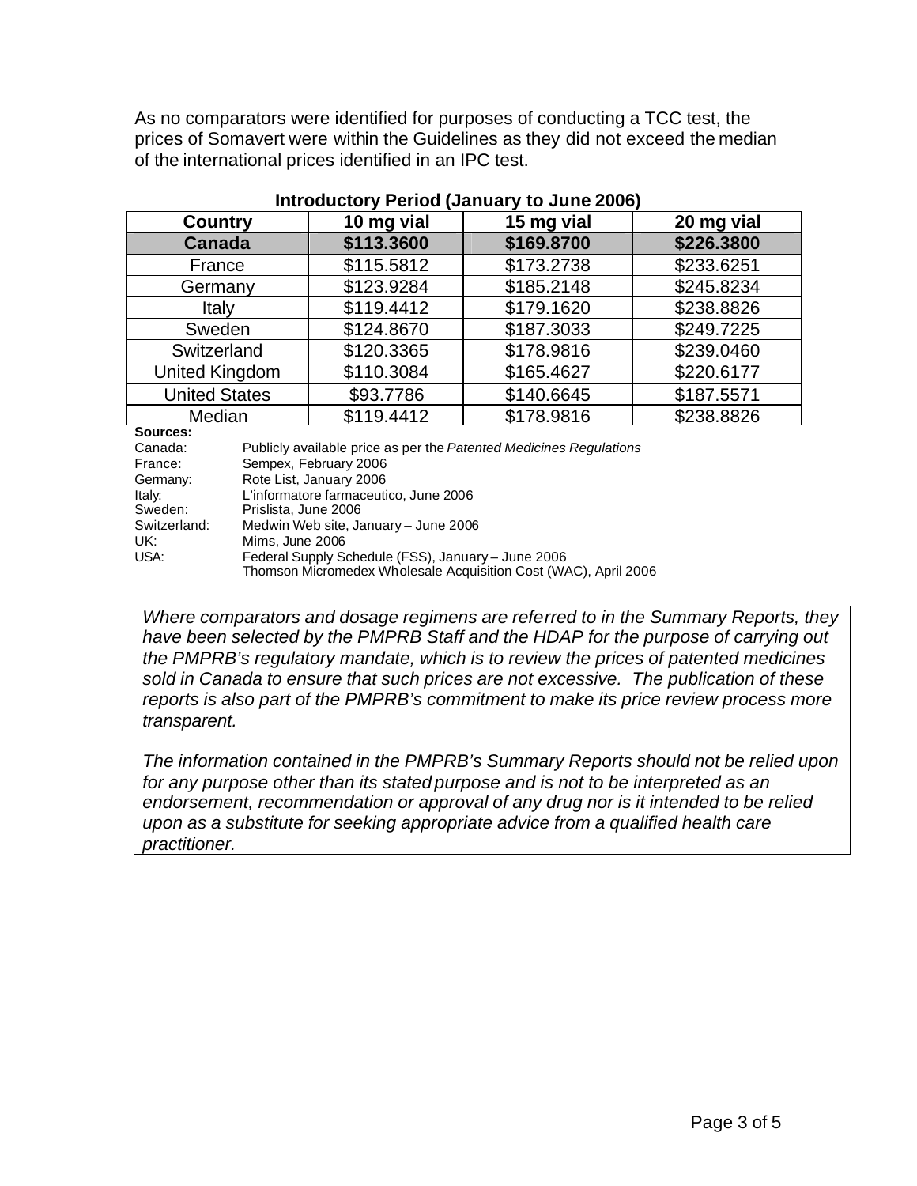As no comparators were identified for purposes of conducting a TCC test, the prices of Somavert were within the Guidelines as they did not exceed the median of the international prices identified in an IPC test.

**Introductory Period (January to June 2006)**

| Country | 10 mg vial | 15 mg vial | 20 mg vial |
|---|---|---|---|
| **Canada** | **$113.3600** | **$169.8700** | **$226.3800** |
| France | $115.5812 | $173.2738 | $233.6251 |
| Germany | $123.9284 | $185.2148 | $245.8234 |
| Italy | $119.4412 | $179.1620 | $238.8826 |
| Sweden | $124.8670 | $187.3033 | $249.7225 |
| Switzerland | $120.3365 | $178.9816 | $239.0460 |
| United Kingdom | $110.3084 | $165.4627 | $220.6177 |
| United States | $93.7786 | $140.6645 | $187.5571 |
| Median | $119.4412 | $178.9816 | $238.8826 |

**Sources:**

Canada: Publicly available price as per the *Patented Medicines Regulations*
France: Sempex, February 2006
Germany: Rote List, January 2006
Italy: L'informatore farmaceutico, June 2006
Sweden: Prislista, June 2006
Switzerland: Medwin Web site, January – June 2006
UK: Mims, June 2006
USA: Federal Supply Schedule (FSS), January – June 2006
Thomson Micromedex Wholesale Acquisition Cost (WAC), April 2006

*Where comparators and dosage regimens are referred to in the Summary Reports, they have been selected by the PMPRB Staff and the HDAP for the purpose of carrying out the PMPRB's regulatory mandate, which is to review the prices of patented medicines sold in Canada to ensure that such prices are not excessive. The publication of these reports is also part of the PMPRB's commitment to make its price review process more transparent.*

*The information contained in the PMPRB's Summary Reports should not be relied upon for any purpose other than its stated purpose and is not to be interpreted as an endorsement, recommendation or approval of any drug nor is it intended to be relied upon as a substitute for seeking appropriate advice from a qualified health care practitioner.*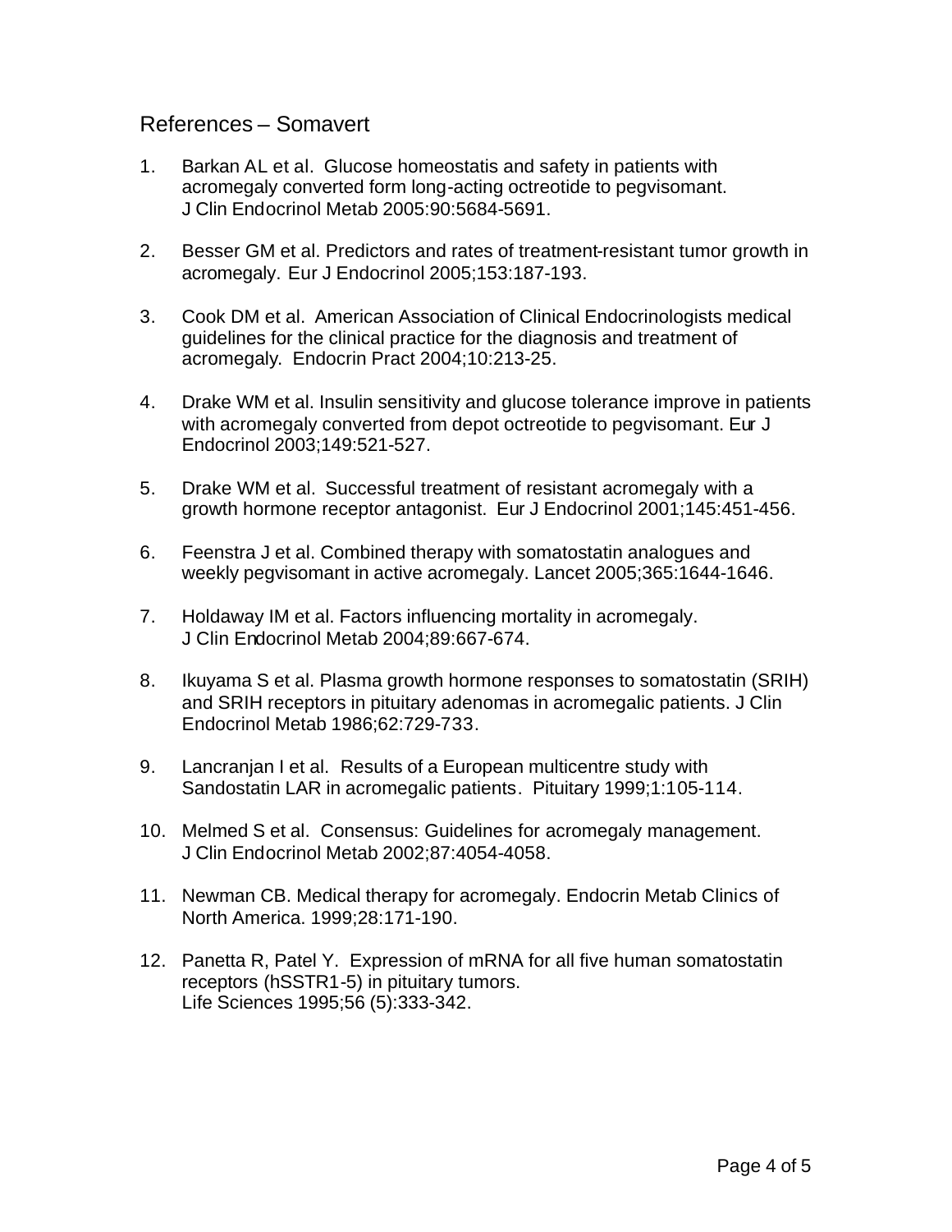## References – Somavert

1. Barkan AL et al. Glucose homeostatis and safety in patients with acromegaly converted form long-acting octreotide to pegvisomant. J Clin Endocrinol Metab 2005:90:5684-5691.

2. Besser GM et al. Predictors and rates of treatment-resistant tumor growth in acromegaly. Eur J Endocrinol 2005;153:187-193.

3. Cook DM et al. American Association of Clinical Endocrinologists medical guidelines for the clinical practice for the diagnosis and treatment of acromegaly. Endocrin Pract 2004;10:213-25.

4. Drake WM et al. Insulin sensitivity and glucose tolerance improve in patients with acromegaly converted from depot octreotide to pegvisomant. Eur J Endocrinol 2003;149:521-527.

5. Drake WM et al. Successful treatment of resistant acromegaly with a growth hormone receptor antagonist. Eur J Endocrinol 2001;145:451-456.

6. Feenstra J et al. Combined therapy with somatostatin analogues and weekly pegvisomant in active acromegaly. Lancet 2005;365:1644-1646.

7. Holdaway IM et al. Factors influencing mortality in acromegaly. J Clin Endocrinol Metab 2004;89:667-674.

8. Ikuyama S et al. Plasma growth hormone responses to somatostatin (SRIH) and SRIH receptors in pituitary adenomas in acromegalic patients. J Clin Endocrinol Metab 1986;62:729-733.

9. Lancranjan I et al. Results of a European multicentre study with Sandostatin LAR in acromegalic patients. Pituitary 1999;1:105-114.

10. Melmed S et al. Consensus: Guidelines for acromegaly management. J Clin Endocrinol Metab 2002;87:4054-4058.

11. Newman CB. Medical therapy for acromegaly. Endocrin Metab Clinics of North America. 1999;28:171-190.

12. Panetta R, Patel Y. Expression of mRNA for all five human somatostatin receptors (hSSTR1-5) in pituitary tumors. Life Sciences 1995;56 (5):333-342.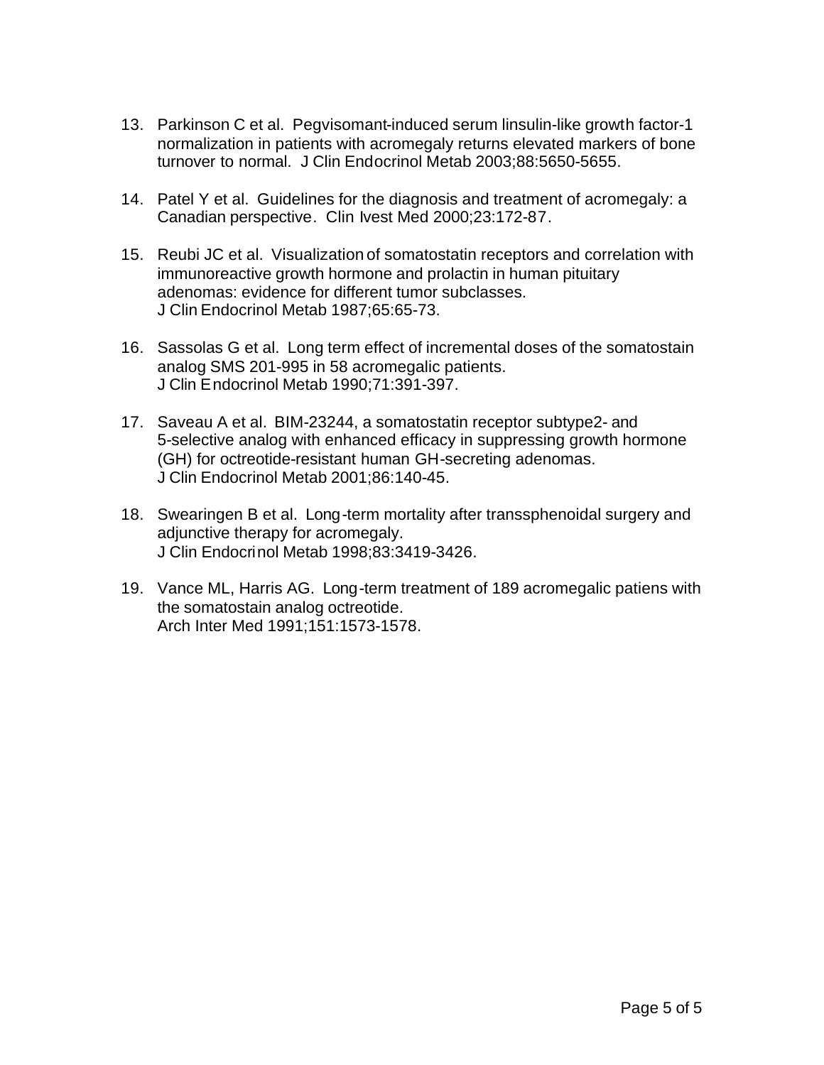13. Parkinson C et al. Pegvisomant-induced serum linsulin-like growth factor-1 normalization in patients with acromegaly returns elevated markers of bone turnover to normal. J Clin Endocrinol Metab 2003;88:5650-5655.

14. Patel Y et al. Guidelines for the diagnosis and treatment of acromegaly: a Canadian perspective. Clin Ivest Med 2000;23:172-87.

15. Reubi JC et al. Visualization of somatostatin receptors and correlation with immunoreactive growth hormone and prolactin in human pituitary adenomas: evidence for different tumor subclasses. J Clin Endocrinol Metab 1987;65:65-73.

16. Sassolas G et al. Long term effect of incremental doses of the somatostain analog SMS 201-995 in 58 acromegalic patients. J Clin Endocrinol Metab 1990;71:391-397.

17. Saveau A et al. BIM-23244, a somatostatin receptor subtype2- and 5-selective analog with enhanced efficacy in suppressing growth hormone (GH) for octreotide-resistant human GH-secreting adenomas. J Clin Endocrinol Metab 2001;86:140-45.

18. Swearingen B et al. Long-term mortality after transsphenoidal surgery and adjunctive therapy for acromegaly. J Clin Endocrinol Metab 1998;83:3419-3426.

19. Vance ML, Harris AG. Long-term treatment of 189 acromegalic patiens with the somatostain analog octreotide. Arch Inter Med 1991;151:1573-1578.